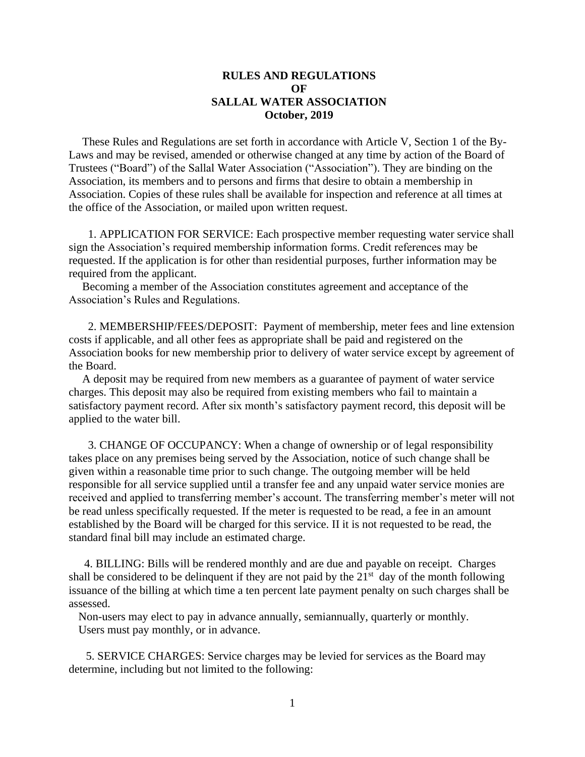# RULES AND REGULATIONS
# OF
# SALLAL WATER ASSOCIATION
# October, 2019

These Rules and Regulations are set forth in accordance with Article V, Section 1 of the By-Laws and may be revised, amended or otherwise changed at any time by action of the Board of Trustees ("Board") of the Sallal Water Association ("Association"). They are binding on the Association, its members and to persons and firms that desire to obtain a membership in Association. Copies of these rules shall be available for inspection and reference at all times at the office of the Association, or mailed upon written request.

1. APPLICATION FOR SERVICE: Each prospective member requesting water service shall sign the Association's required membership information forms. Credit references may be requested. If the application is for other than residential purposes, further information may be required from the applicant.

Becoming a member of the Association constitutes agreement and acceptance of the Association's Rules and Regulations.

2. MEMBERSHIP/FEES/DEPOSIT: Payment of membership, meter fees and line extension costs if applicable, and all other fees as appropriate shall be paid and registered on the Association books for new membership prior to delivery of water service except by agreement of the Board.

A deposit may be required from new members as a guarantee of payment of water service charges. This deposit may also be required from existing members who fail to maintain a satisfactory payment record. After six month's satisfactory payment record, this deposit will be applied to the water bill.

3. CHANGE OF OCCUPANCY: When a change of ownership or of legal responsibility takes place on any premises being served by the Association, notice of such change shall be given within a reasonable time prior to such change. The outgoing member will be held responsible for all service supplied until a transfer fee and any unpaid water service monies are received and applied to transferring member's account. The transferring member's meter will not be read unless specifically requested. If the meter is requested to be read, a fee in an amount established by the Board will be charged for this service. II it is not requested to be read, the standard final bill may include an estimated charge.

4. BILLING: Bills will be rendered monthly and are due and payable on receipt. Charges shall be considered to be delinquent if they are not paid by the 21st day of the month following issuance of the billing at which time a ten percent late payment penalty on such charges shall be assessed.

Non-users may elect to pay in advance annually, semiannually, quarterly or monthly.
Users must pay monthly, or in advance.

5. SERVICE CHARGES: Service charges may be levied for services as the Board may determine, including but not limited to the following: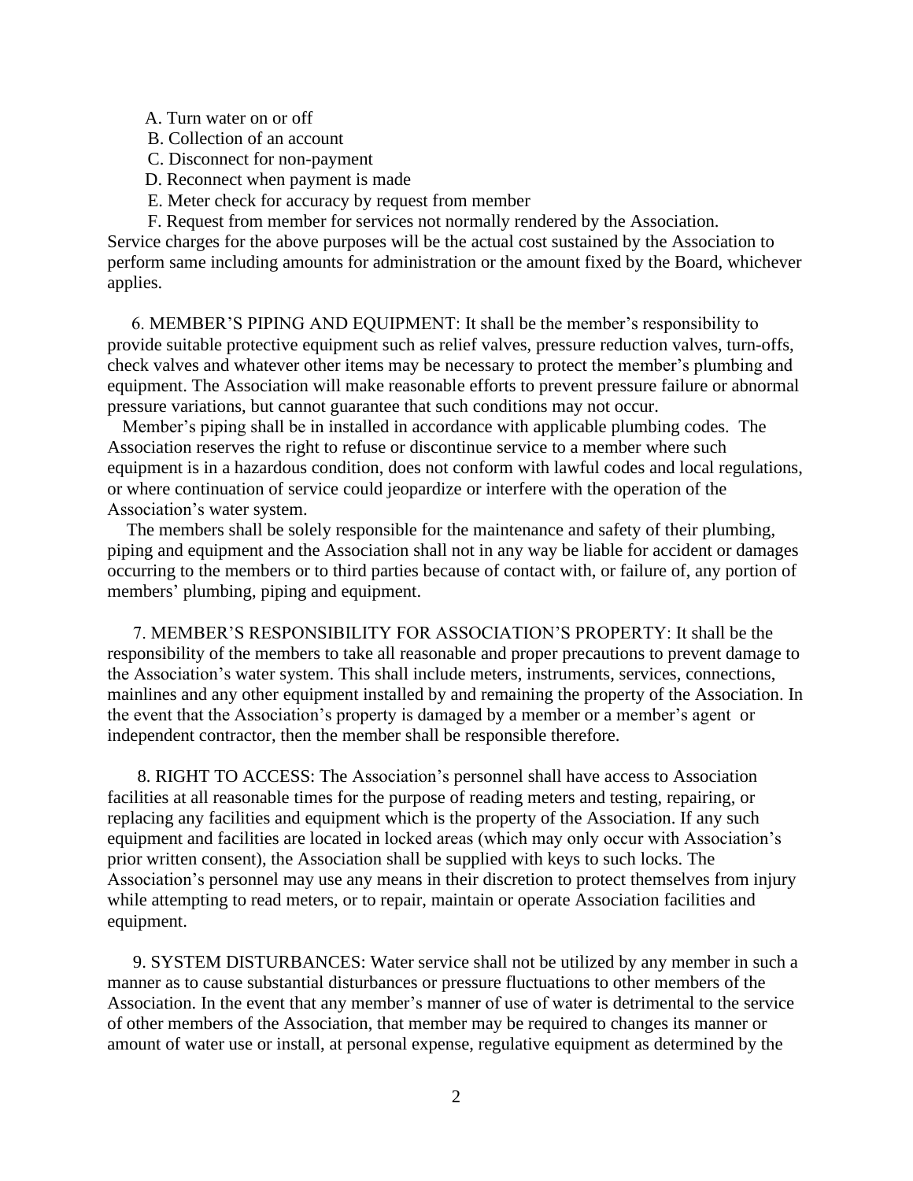A. Turn water on or off  
B. Collection of an account  
C. Disconnect for non-payment  
D. Reconnect when payment is made  
E. Meter check for accuracy by request from member  
F. Request from member for services not normally rendered by the Association.

Service charges for the above purposes will be the actual cost sustained by the Association to perform same including amounts for administration or the amount fixed by the Board, whichever applies.

6. MEMBER'S PIPING AND EQUIPMENT: It shall be the member's responsibility to provide suitable protective equipment such as relief valves, pressure reduction valves, turn-offs, check valves and whatever other items may be necessary to protect the member's plumbing and equipment. The Association will make reasonable efforts to prevent pressure failure or abnormal pressure variations, but cannot guarantee that such conditions may not occur.

Member's piping shall be in installed in accordance with applicable plumbing codes. The Association reserves the right to refuse or discontinue service to a member where such equipment is in a hazardous condition, does not conform with lawful codes and local regulations, or where continuation of service could jeopardize or interfere with the operation of the Association's water system.

The members shall be solely responsible for the maintenance and safety of their plumbing, piping and equipment and the Association shall not in any way be liable for accident or damages occurring to the members or to third parties because of contact with, or failure of, any portion of members' plumbing, piping and equipment.

7. MEMBER'S RESPONSIBILITY FOR ASSOCIATION'S PROPERTY: It shall be the responsibility of the members to take all reasonable and proper precautions to prevent damage to the Association's water system. This shall include meters, instruments, services, connections, mainlines and any other equipment installed by and remaining the property of the Association. In the event that the Association's property is damaged by a member or a member's agent or independent contractor, then the member shall be responsible therefore.

8. RIGHT TO ACCESS: The Association's personnel shall have access to Association facilities at all reasonable times for the purpose of reading meters and testing, repairing, or replacing any facilities and equipment which is the property of the Association. If any such equipment and facilities are located in locked areas (which may only occur with Association's prior written consent), the Association shall be supplied with keys to such locks. The Association's personnel may use any means in their discretion to protect themselves from injury while attempting to read meters, or to repair, maintain or operate Association facilities and equipment.

9. SYSTEM DISTURBANCES: Water service shall not be utilized by any member in such a manner as to cause substantial disturbances or pressure fluctuations to other members of the Association. In the event that any member's manner of use of water is detrimental to the service of other members of the Association, that member may be required to changes its manner or amount of water use or install, at personal expense, regulative equipment as determined by the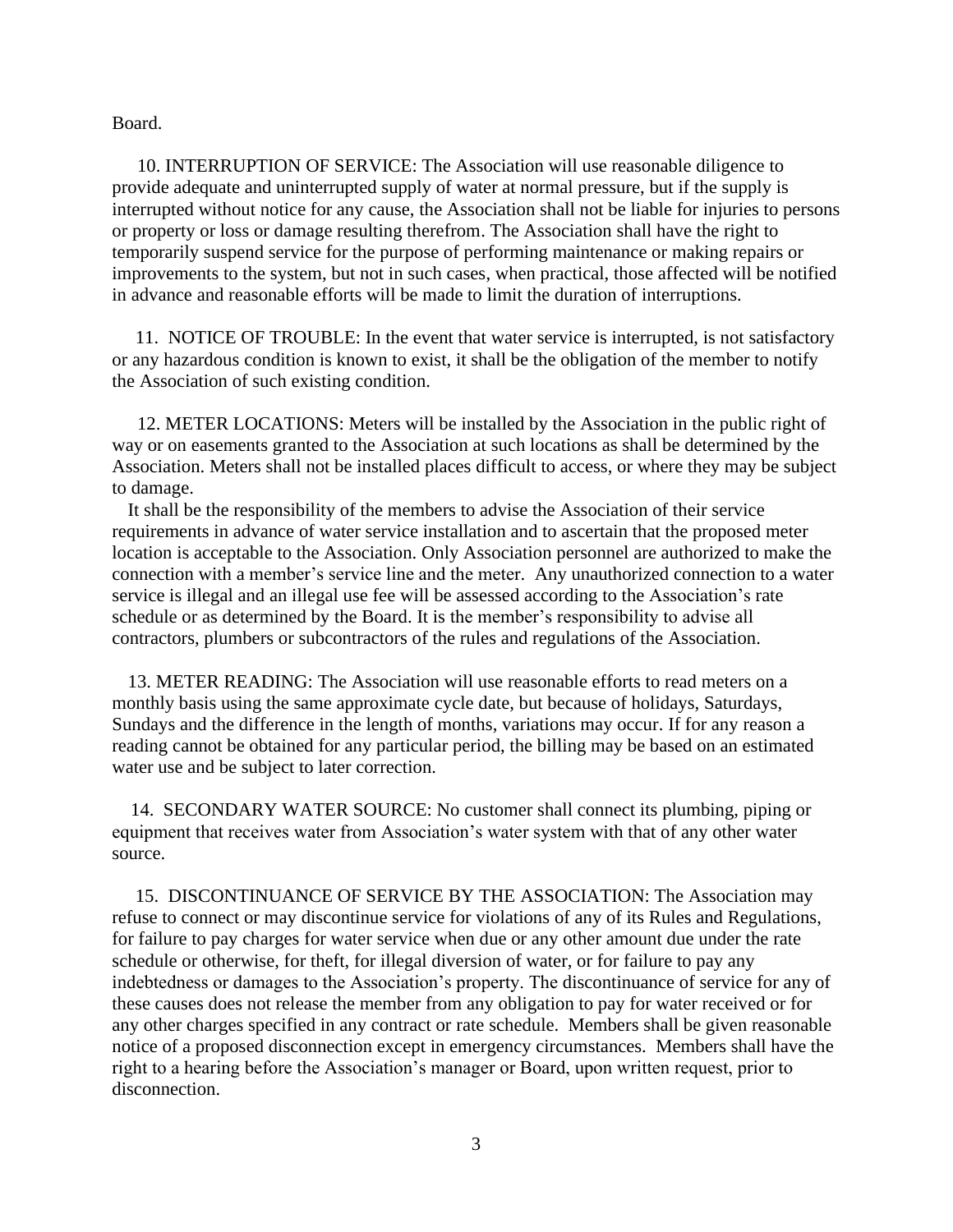Board.

10. INTERRUPTION OF SERVICE: The Association will use reasonable diligence to provide adequate and uninterrupted supply of water at normal pressure, but if the supply is interrupted without notice for any cause, the Association shall not be liable for injuries to persons or property or loss or damage resulting therefrom. The Association shall have the right to temporarily suspend service for the purpose of performing maintenance or making repairs or improvements to the system, but not in such cases, when practical, those affected will be notified in advance and reasonable efforts will be made to limit the duration of interruptions.

11. NOTICE OF TROUBLE: In the event that water service is interrupted, is not satisfactory or any hazardous condition is known to exist, it shall be the obligation of the member to notify the Association of such existing condition.

12. METER LOCATIONS: Meters will be installed by the Association in the public right of way or on easements granted to the Association at such locations as shall be determined by the Association. Meters shall not be installed places difficult to access, or where they may be subject to damage.

It shall be the responsibility of the members to advise the Association of their service requirements in advance of water service installation and to ascertain that the proposed meter location is acceptable to the Association. Only Association personnel are authorized to make the connection with a member's service line and the meter. Any unauthorized connection to a water service is illegal and an illegal use fee will be assessed according to the Association's rate schedule or as determined by the Board. It is the member's responsibility to advise all contractors, plumbers or subcontractors of the rules and regulations of the Association.

13. METER READING: The Association will use reasonable efforts to read meters on a monthly basis using the same approximate cycle date, but because of holidays, Saturdays, Sundays and the difference in the length of months, variations may occur. If for any reason a reading cannot be obtained for any particular period, the billing may be based on an estimated water use and be subject to later correction.

14. SECONDARY WATER SOURCE: No customer shall connect its plumbing, piping or equipment that receives water from Association's water system with that of any other water source.

15. DISCONTINUANCE OF SERVICE BY THE ASSOCIATION: The Association may refuse to connect or may discontinue service for violations of any of its Rules and Regulations, for failure to pay charges for water service when due or any other amount due under the rate schedule or otherwise, for theft, for illegal diversion of water, or for failure to pay any indebtedness or damages to the Association's property. The discontinuance of service for any of these causes does not release the member from any obligation to pay for water received or for any other charges specified in any contract or rate schedule. Members shall be given reasonable notice of a proposed disconnection except in emergency circumstances. Members shall have the right to a hearing before the Association's manager or Board, upon written request, prior to disconnection.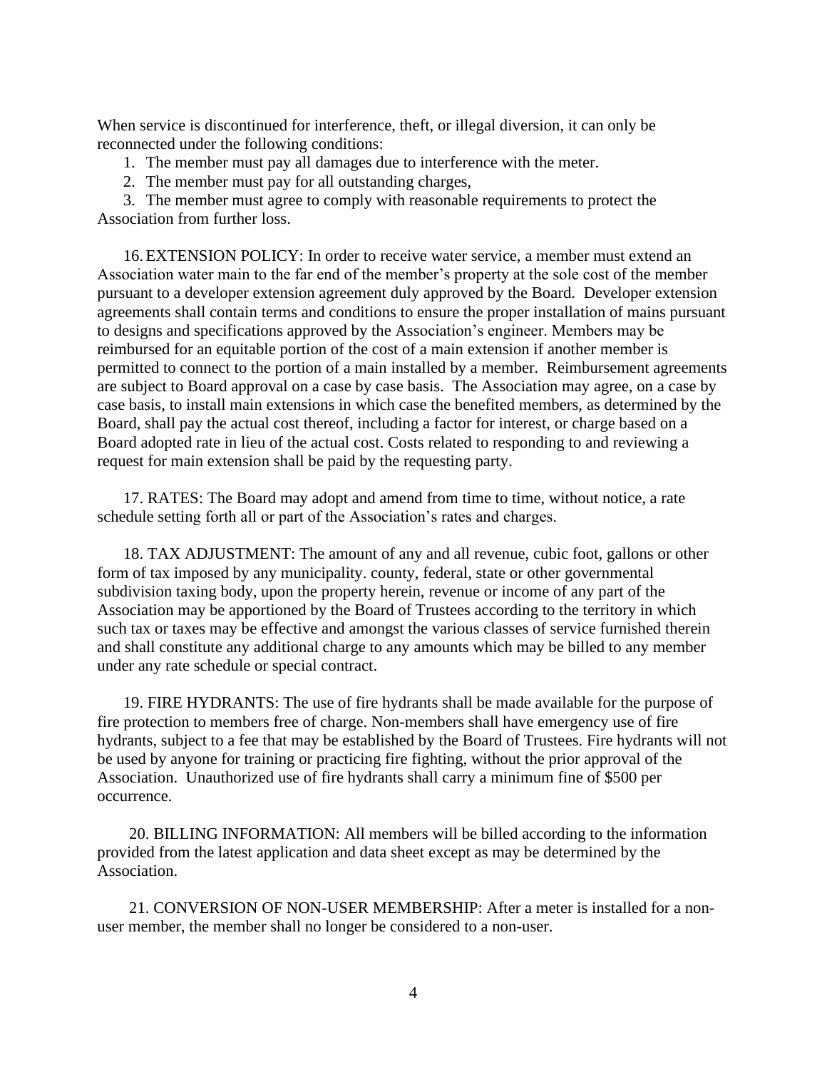When service is discontinued for interference, theft, or illegal diversion, it can only be reconnected under the following conditions:

1. The member must pay all damages due to interference with the meter.
2. The member must pay for all outstanding charges,
3. The member must agree to comply with reasonable requirements to protect the Association from further loss.

16. EXTENSION POLICY: In order to receive water service, a member must extend an Association water main to the far end of the member's property at the sole cost of the member pursuant to a developer extension agreement duly approved by the Board. Developer extension agreements shall contain terms and conditions to ensure the proper installation of mains pursuant to designs and specifications approved by the Association's engineer. Members may be reimbursed for an equitable portion of the cost of a main extension if another member is permitted to connect to the portion of a main installed by a member. Reimbursement agreements are subject to Board approval on a case by case basis. The Association may agree, on a case by case basis, to install main extensions in which case the benefited members, as determined by the Board, shall pay the actual cost thereof, including a factor for interest, or charge based on a Board adopted rate in lieu of the actual cost. Costs related to responding to and reviewing a request for main extension shall be paid by the requesting party.

17. RATES: The Board may adopt and amend from time to time, without notice, a rate schedule setting forth all or part of the Association's rates and charges.

18. TAX ADJUSTMENT: The amount of any and all revenue, cubic foot, gallons or other form of tax imposed by any municipality. county, federal, state or other governmental subdivision taxing body, upon the property herein, revenue or income of any part of the Association may be apportioned by the Board of Trustees according to the territory in which such tax or taxes may be effective and amongst the various classes of service furnished therein and shall constitute any additional charge to any amounts which may be billed to any member under any rate schedule or special contract.

19. FIRE HYDRANTS: The use of fire hydrants shall be made available for the purpose of fire protection to members free of charge. Non-members shall have emergency use of fire hydrants, subject to a fee that may be established by the Board of Trustees. Fire hydrants will not be used by anyone for training or practicing fire fighting, without the prior approval of the Association. Unauthorized use of fire hydrants shall carry a minimum fine of $500 per occurrence.

20. BILLING INFORMATION: All members will be billed according to the information provided from the latest application and data sheet except as may be determined by the Association.

21. CONVERSION OF NON-USER MEMBERSHIP: After a meter is installed for a non-user member, the member shall no longer be considered to a non-user.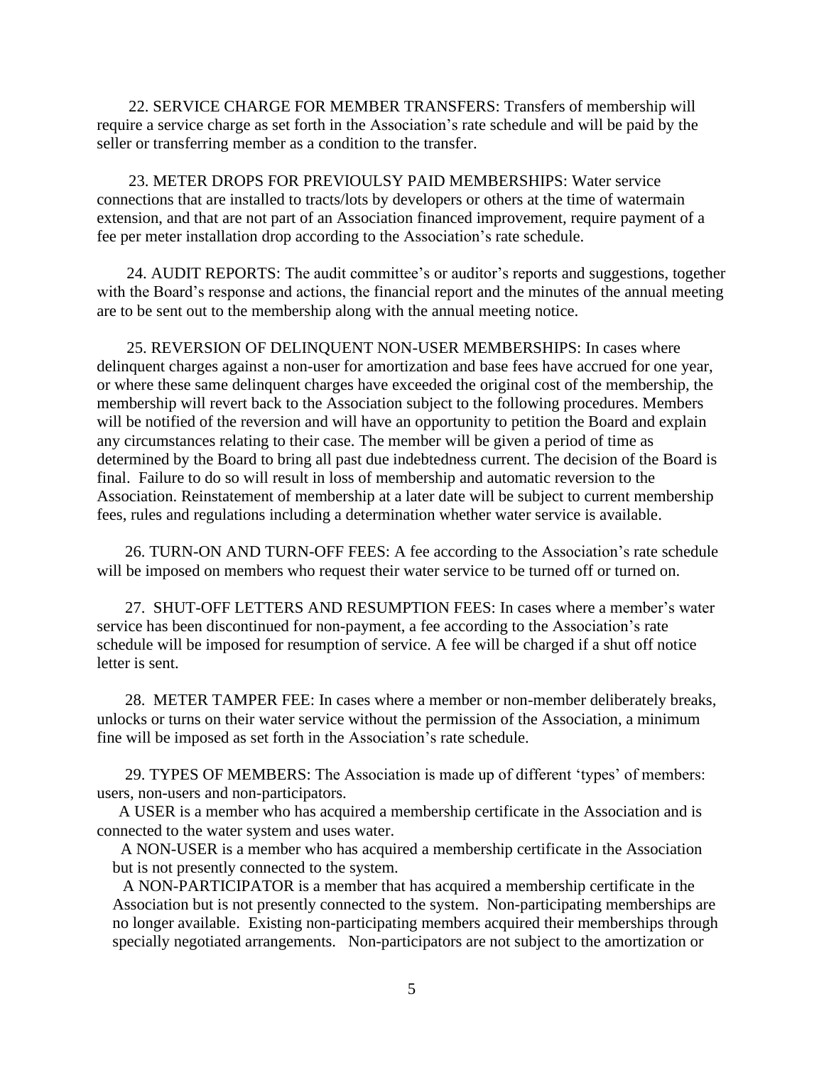22. SERVICE CHARGE FOR MEMBER TRANSFERS: Transfers of membership will require a service charge as set forth in the Association's rate schedule and will be paid by the seller or transferring member as a condition to the transfer.

23. METER DROPS FOR PREVIOULSY PAID MEMBERSHIPS: Water service connections that are installed to tracts/lots by developers or others at the time of watermain extension, and that are not part of an Association financed improvement, require payment of a fee per meter installation drop according to the Association's rate schedule.

24. AUDIT REPORTS: The audit committee's or auditor's reports and suggestions, together with the Board's response and actions, the financial report and the minutes of the annual meeting are to be sent out to the membership along with the annual meeting notice.

25. REVERSION OF DELINQUENT NON-USER MEMBERSHIPS: In cases where delinquent charges against a non-user for amortization and base fees have accrued for one year, or where these same delinquent charges have exceeded the original cost of the membership, the membership will revert back to the Association subject to the following procedures. Members will be notified of the reversion and will have an opportunity to petition the Board and explain any circumstances relating to their case. The member will be given a period of time as determined by the Board to bring all past due indebtedness current. The decision of the Board is final. Failure to do so will result in loss of membership and automatic reversion to the Association. Reinstatement of membership at a later date will be subject to current membership fees, rules and regulations including a determination whether water service is available.

26. TURN-ON AND TURN-OFF FEES: A fee according to the Association's rate schedule will be imposed on members who request their water service to be turned off or turned on.

27. SHUT-OFF LETTERS AND RESUMPTION FEES: In cases where a member's water service has been discontinued for non-payment, a fee according to the Association's rate schedule will be imposed for resumption of service. A fee will be charged if a shut off notice letter is sent.

28. METER TAMPER FEE: In cases where a member or non-member deliberately breaks, unlocks or turns on their water service without the permission of the Association, a minimum fine will be imposed as set forth in the Association's rate schedule.

29. TYPES OF MEMBERS: The Association is made up of different 'types' of members: users, non-users and non-participators.

A USER is a member who has acquired a membership certificate in the Association and is connected to the water system and uses water.

A NON-USER is a member who has acquired a membership certificate in the Association but is not presently connected to the system.

A NON-PARTICIPATOR is a member that has acquired a membership certificate in the Association but is not presently connected to the system. Non-participating memberships are no longer available. Existing non-participating members acquired their memberships through specially negotiated arrangements. Non-participators are not subject to the amortization or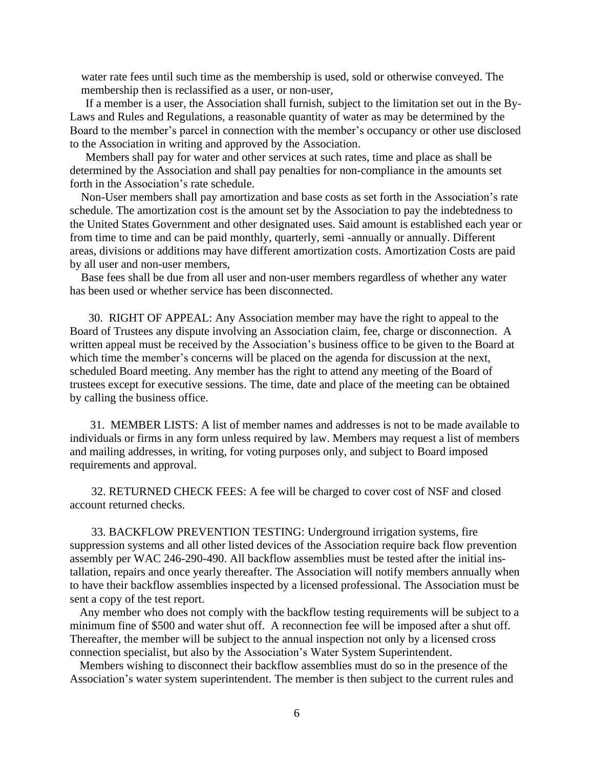water rate fees until such time as the membership is used, sold or otherwise conveyed. The membership then is reclassified as a user, or non-user,

If a member is a user, the Association shall furnish, subject to the limitation set out in the By-Laws and Rules and Regulations, a reasonable quantity of water as may be determined by the Board to the member's parcel in connection with the member's occupancy or other use disclosed to the Association in writing and approved by the Association.

Members shall pay for water and other services at such rates, time and place as shall be determined by the Association and shall pay penalties for non-compliance in the amounts set forth in the Association's rate schedule.

Non-User members shall pay amortization and base costs as set forth in the Association's rate schedule. The amortization cost is the amount set by the Association to pay the indebtedness to the United States Government and other designated uses. Said amount is established each year or from time to time and can be paid monthly, quarterly, semi -annually or annually. Different areas, divisions or additions may have different amortization costs. Amortization Costs are paid by all user and non-user members,

Base fees shall be due from all user and non-user members regardless of whether any water has been used or whether service has been disconnected.

30. RIGHT OF APPEAL: Any Association member may have the right to appeal to the Board of Trustees any dispute involving an Association claim, fee, charge or disconnection. A written appeal must be received by the Association's business office to be given to the Board at which time the member's concerns will be placed on the agenda for discussion at the next, scheduled Board meeting. Any member has the right to attend any meeting of the Board of trustees except for executive sessions. The time, date and place of the meeting can be obtained by calling the business office.

31. MEMBER LISTS: A list of member names and addresses is not to be made available to individuals or firms in any form unless required by law. Members may request a list of members and mailing addresses, in writing, for voting purposes only, and subject to Board imposed requirements and approval.

32. RETURNED CHECK FEES: A fee will be charged to cover cost of NSF and closed account returned checks.

33. BACKFLOW PREVENTION TESTING: Underground irrigation systems, fire suppression systems and all other listed devices of the Association require back flow prevention assembly per WAC 246-290-490. All backflow assemblies must be tested after the initial installation, repairs and once yearly thereafter. The Association will notify members annually when to have their backflow assemblies inspected by a licensed professional. The Association must be sent a copy of the test report.

Any member who does not comply with the backflow testing requirements will be subject to a minimum fine of $500 and water shut off. A reconnection fee will be imposed after a shut off. Thereafter, the member will be subject to the annual inspection not only by a licensed cross connection specialist, but also by the Association's Water System Superintendent.

Members wishing to disconnect their backflow assemblies must do so in the presence of the Association's water system superintendent. The member is then subject to the current rules and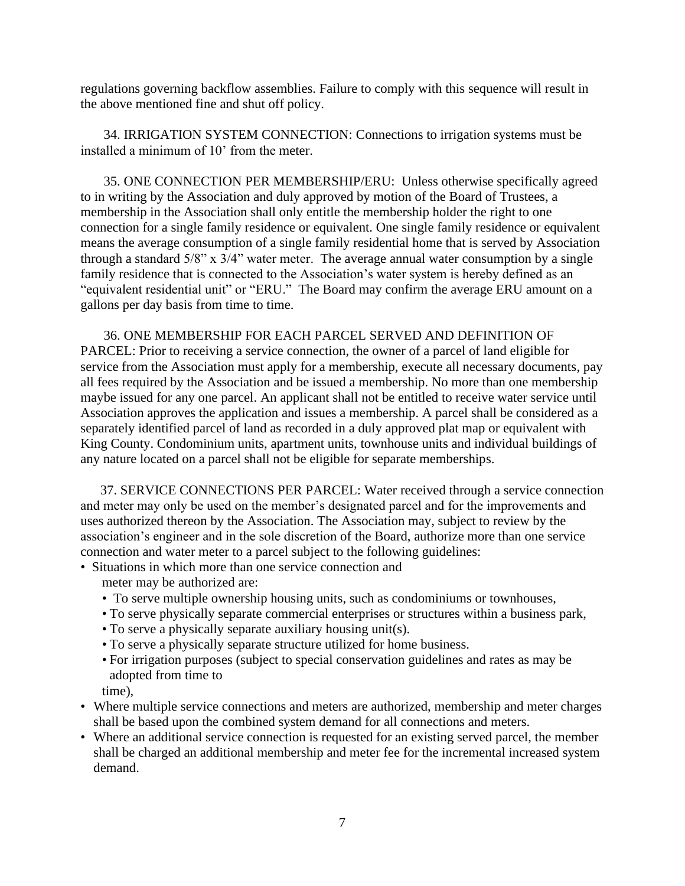regulations governing backflow assemblies. Failure to comply with this sequence will result in the above mentioned fine and shut off policy.

34. IRRIGATION SYSTEM CONNECTION: Connections to irrigation systems must be installed a minimum of 10' from the meter.

35. ONE CONNECTION PER MEMBERSHIP/ERU: Unless otherwise specifically agreed to in writing by the Association and duly approved by motion of the Board of Trustees, a membership in the Association shall only entitle the membership holder the right to one connection for a single family residence or equivalent. One single family residence or equivalent means the average consumption of a single family residential home that is served by Association through a standard 5/8" x 3/4" water meter. The average annual water consumption by a single family residence that is connected to the Association's water system is hereby defined as an "equivalent residential unit" or "ERU." The Board may confirm the average ERU amount on a gallons per day basis from time to time.

36. ONE MEMBERSHIP FOR EACH PARCEL SERVED AND DEFINITION OF PARCEL: Prior to receiving a service connection, the owner of a parcel of land eligible for service from the Association must apply for a membership, execute all necessary documents, pay all fees required by the Association and be issued a membership. No more than one membership maybe issued for any one parcel. An applicant shall not be entitled to receive water service until Association approves the application and issues a membership. A parcel shall be considered as a separately identified parcel of land as recorded in a duly approved plat map or equivalent with King County. Condominium units, apartment units, townhouse units and individual buildings of any nature located on a parcel shall not be eligible for separate memberships.

37. SERVICE CONNECTIONS PER PARCEL: Water received through a service connection and meter may only be used on the member's designated parcel and for the improvements and uses authorized thereon by the Association. The Association may, subject to review by the association's engineer and in the sole discretion of the Board, authorize more than one service connection and water meter to a parcel subject to the following guidelines:

- Situations in which more than one service connection and meter may be authorized are:
  - To serve multiple ownership housing units, such as condominiums or townhouses,
  - To serve physically separate commercial enterprises or structures within a business park,
  - To serve a physically separate auxiliary housing unit(s).
  - To serve a physically separate structure utilized for home business.
  - For irrigation purposes (subject to special conservation guidelines and rates as may be adopted from time to time),
- Where multiple service connections and meters are authorized, membership and meter charges shall be based upon the combined system demand for all connections and meters.
- Where an additional service connection is requested for an existing served parcel, the member shall be charged an additional membership and meter fee for the incremental increased system demand.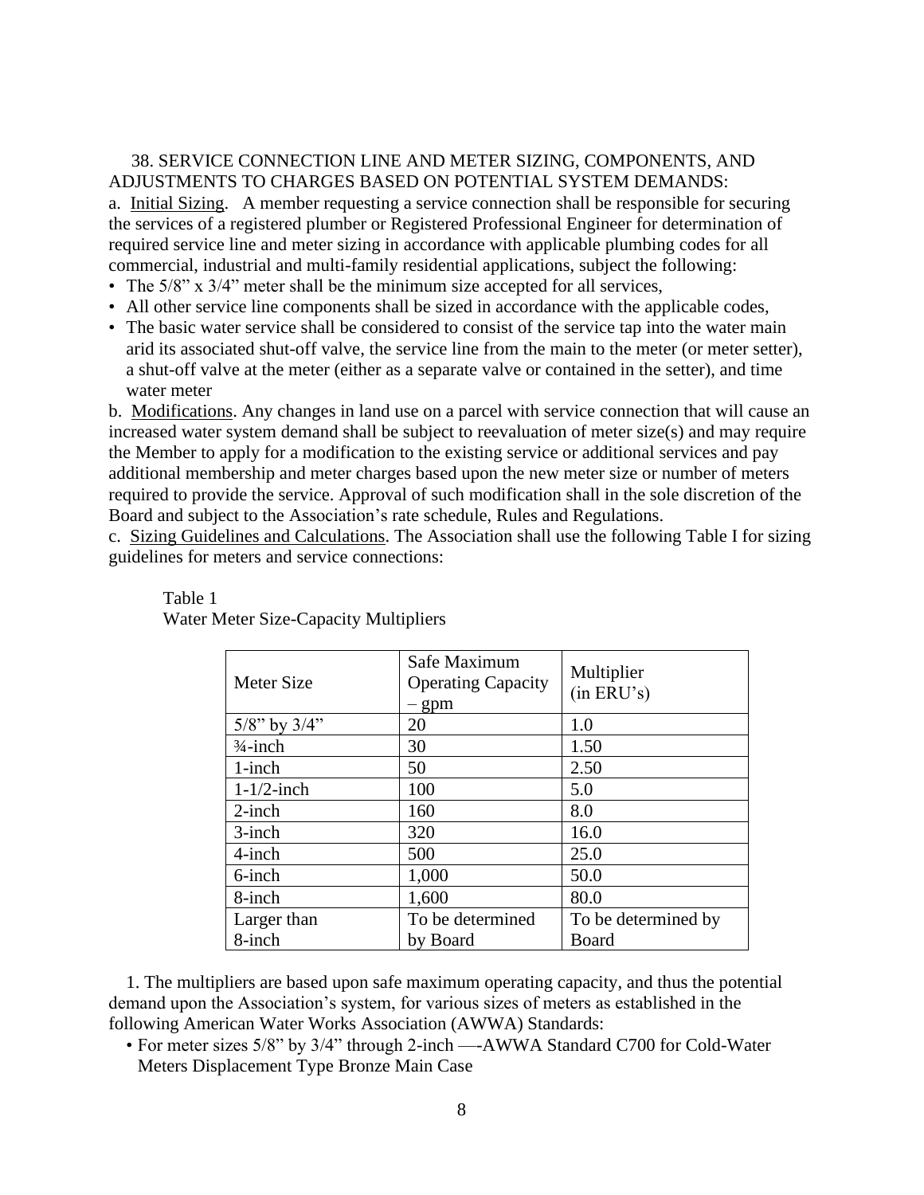38. SERVICE CONNECTION LINE AND METER SIZING, COMPONENTS, AND ADJUSTMENTS TO CHARGES BASED ON POTENTIAL SYSTEM DEMANDS:

a. Initial Sizing. A member requesting a service connection shall be responsible for securing the services of a registered plumber or Registered Professional Engineer for determination of required service line and meter sizing in accordance with applicable plumbing codes for all commercial, industrial and multi-family residential applications, subject the following:

- The 5/8" x 3/4" meter shall be the minimum size accepted for all services,
- All other service line components shall be sized in accordance with the applicable codes,
- The basic water service shall be considered to consist of the service tap into the water main arid its associated shut-off valve, the service line from the main to the meter (or meter setter), a shut-off valve at the meter (either as a separate valve or contained in the setter), and time water meter

b. Modifications. Any changes in land use on a parcel with service connection that will cause an increased water system demand shall be subject to reevaluation of meter size(s) and may require the Member to apply for a modification to the existing service or additional services and pay additional membership and meter charges based upon the new meter size or number of meters required to provide the service. Approval of such modification shall in the sole discretion of the Board and subject to the Association's rate schedule, Rules and Regulations.

c. Sizing Guidelines and Calculations. The Association shall use the following Table I for sizing guidelines for meters and service connections:

Table 1
Water Meter Size-Capacity Multipliers

| Meter Size | Safe Maximum Operating Capacity – gpm | Multiplier (in ERU's) |
|---|---|---|
| 5/8" by 3/4" | 20 | 1.0 |
| ¾-inch | 30 | 1.50 |
| 1-inch | 50 | 2.50 |
| 1-1/2-inch | 100 | 5.0 |
| 2-inch | 160 | 8.0 |
| 3-inch | 320 | 16.0 |
| 4-inch | 500 | 25.0 |
| 6-inch | 1,000 | 50.0 |
| 8-inch | 1,600 | 80.0 |
| Larger than 8-inch | To be determined by Board | To be determined by Board |

1. The multipliers are based upon safe maximum operating capacity, and thus the potential demand upon the Association's system, for various sizes of meters as established in the following American Water Works Association (AWWA) Standards:

- For meter sizes 5/8" by 3/4" through 2-inch —-AWWA Standard C700 for Cold-Water Meters Displacement Type Bronze Main Case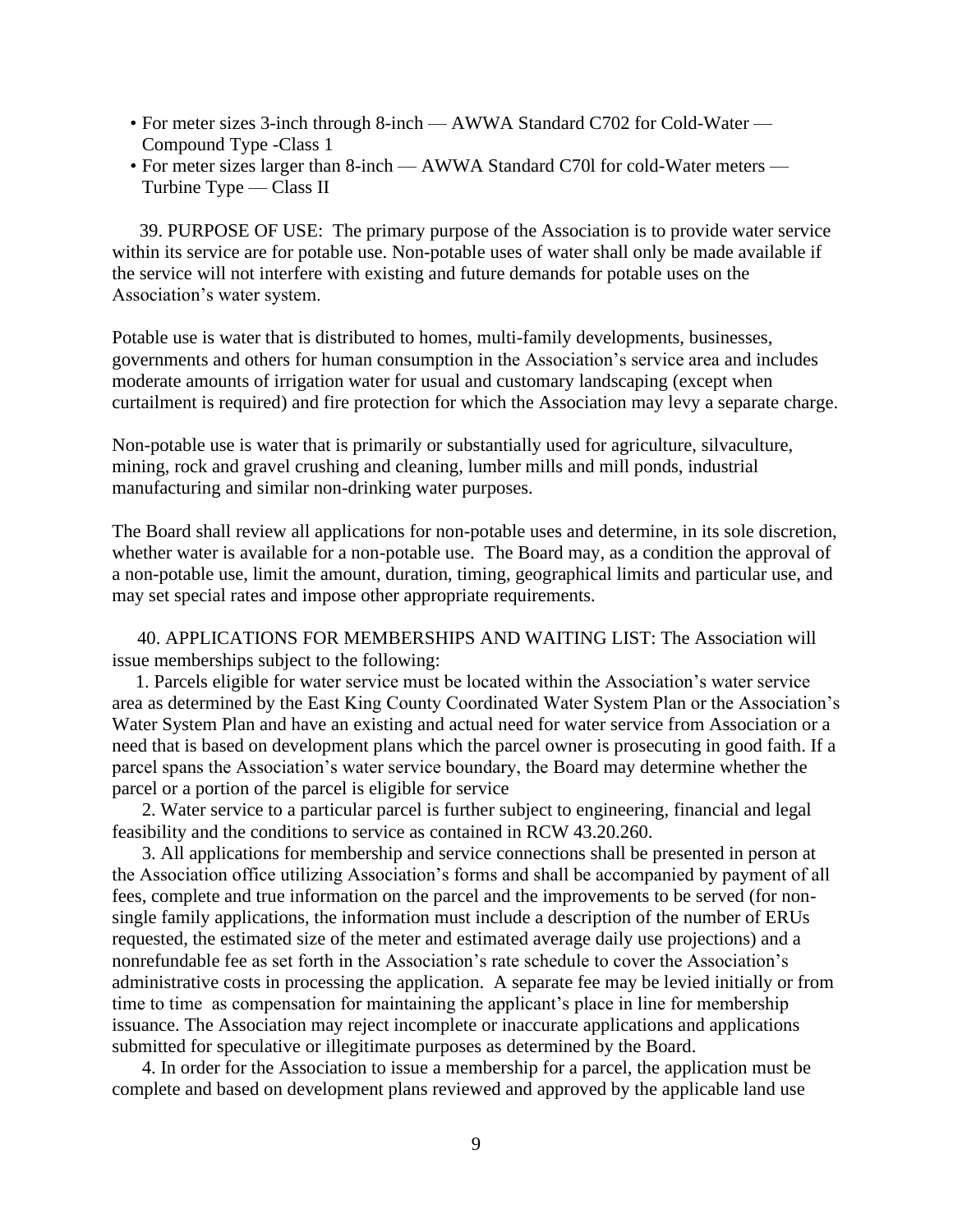- For meter sizes 3-inch through 8-inch — AWWA Standard C702 for Cold-Water — Compound Type -Class 1
- For meter sizes larger than 8-inch — AWWA Standard C70l for cold-Water meters — Turbine Type — Class II

39. PURPOSE OF USE: The primary purpose of the Association is to provide water service within its service are for potable use. Non-potable uses of water shall only be made available if the service will not interfere with existing and future demands for potable uses on the Association's water system.

Potable use is water that is distributed to homes, multi-family developments, businesses, governments and others for human consumption in the Association's service area and includes moderate amounts of irrigation water for usual and customary landscaping (except when curtailment is required) and fire protection for which the Association may levy a separate charge.

Non-potable use is water that is primarily or substantially used for agriculture, silvaculture, mining, rock and gravel crushing and cleaning, lumber mills and mill ponds, industrial manufacturing and similar non-drinking water purposes.

The Board shall review all applications for non-potable uses and determine, in its sole discretion, whether water is available for a non-potable use. The Board may, as a condition the approval of a non-potable use, limit the amount, duration, timing, geographical limits and particular use, and may set special rates and impose other appropriate requirements.

40. APPLICATIONS FOR MEMBERSHIPS AND WAITING LIST: The Association will issue memberships subject to the following:

1. Parcels eligible for water service must be located within the Association's water service area as determined by the East King County Coordinated Water System Plan or the Association's Water System Plan and have an existing and actual need for water service from Association or a need that is based on development plans which the parcel owner is prosecuting in good faith. If a parcel spans the Association's water service boundary, the Board may determine whether the parcel or a portion of the parcel is eligible for service

2. Water service to a particular parcel is further subject to engineering, financial and legal feasibility and the conditions to service as contained in RCW 43.20.260.

3. All applications for membership and service connections shall be presented in person at the Association office utilizing Association's forms and shall be accompanied by payment of all fees, complete and true information on the parcel and the improvements to be served (for non-single family applications, the information must include a description of the number of ERUs requested, the estimated size of the meter and estimated average daily use projections) and a nonrefundable fee as set forth in the Association's rate schedule to cover the Association's administrative costs in processing the application. A separate fee may be levied initially or from time to time as compensation for maintaining the applicant's place in line for membership issuance. The Association may reject incomplete or inaccurate applications and applications submitted for speculative or illegitimate purposes as determined by the Board.

4. In order for the Association to issue a membership for a parcel, the application must be complete and based on development plans reviewed and approved by the applicable land use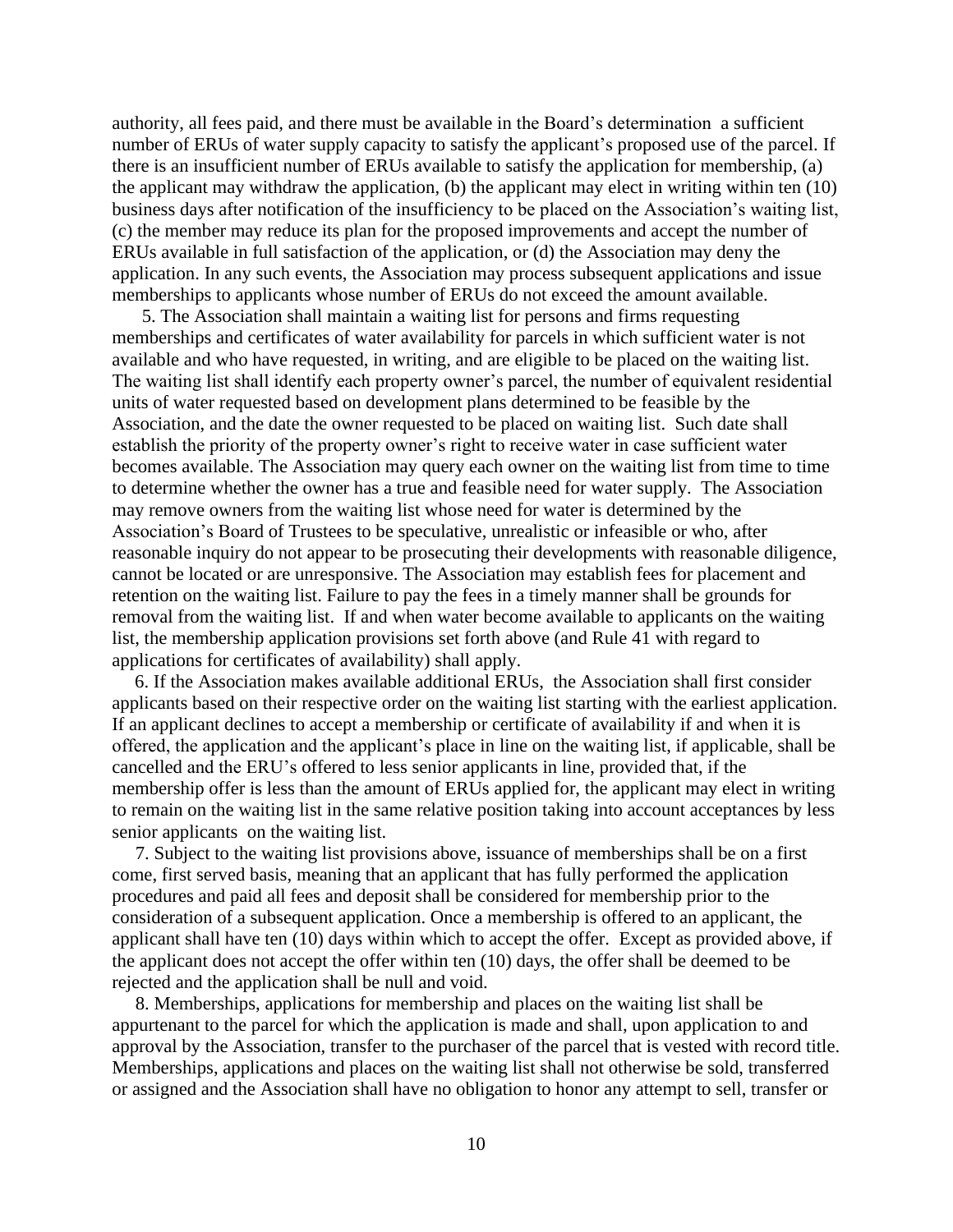authority, all fees paid, and there must be available in the Board's determination a sufficient number of ERUs of water supply capacity to satisfy the applicant's proposed use of the parcel. If there is an insufficient number of ERUs available to satisfy the application for membership, (a) the applicant may withdraw the application, (b) the applicant may elect in writing within ten (10) business days after notification of the insufficiency to be placed on the Association's waiting list, (c) the member may reduce its plan for the proposed improvements and accept the number of ERUs available in full satisfaction of the application, or (d) the Association may deny the application. In any such events, the Association may process subsequent applications and issue memberships to applicants whose number of ERUs do not exceed the amount available.

5. The Association shall maintain a waiting list for persons and firms requesting memberships and certificates of water availability for parcels in which sufficient water is not available and who have requested, in writing, and are eligible to be placed on the waiting list. The waiting list shall identify each property owner's parcel, the number of equivalent residential units of water requested based on development plans determined to be feasible by the Association, and the date the owner requested to be placed on waiting list. Such date shall establish the priority of the property owner's right to receive water in case sufficient water becomes available. The Association may query each owner on the waiting list from time to time to determine whether the owner has a true and feasible need for water supply. The Association may remove owners from the waiting list whose need for water is determined by the Association's Board of Trustees to be speculative, unrealistic or infeasible or who, after reasonable inquiry do not appear to be prosecuting their developments with reasonable diligence, cannot be located or are unresponsive. The Association may establish fees for placement and retention on the waiting list. Failure to pay the fees in a timely manner shall be grounds for removal from the waiting list. If and when water become available to applicants on the waiting list, the membership application provisions set forth above (and Rule 41 with regard to applications for certificates of availability) shall apply.

6. If the Association makes available additional ERUs, the Association shall first consider applicants based on their respective order on the waiting list starting with the earliest application. If an applicant declines to accept a membership or certificate of availability if and when it is offered, the application and the applicant's place in line on the waiting list, if applicable, shall be cancelled and the ERU's offered to less senior applicants in line, provided that, if the membership offer is less than the amount of ERUs applied for, the applicant may elect in writing to remain on the waiting list in the same relative position taking into account acceptances by less senior applicants on the waiting list.

7. Subject to the waiting list provisions above, issuance of memberships shall be on a first come, first served basis, meaning that an applicant that has fully performed the application procedures and paid all fees and deposit shall be considered for membership prior to the consideration of a subsequent application. Once a membership is offered to an applicant, the applicant shall have ten (10) days within which to accept the offer. Except as provided above, if the applicant does not accept the offer within ten (10) days, the offer shall be deemed to be rejected and the application shall be null and void.

8. Memberships, applications for membership and places on the waiting list shall be appurtenant to the parcel for which the application is made and shall, upon application to and approval by the Association, transfer to the purchaser of the parcel that is vested with record title. Memberships, applications and places on the waiting list shall not otherwise be sold, transferred or assigned and the Association shall have no obligation to honor any attempt to sell, transfer or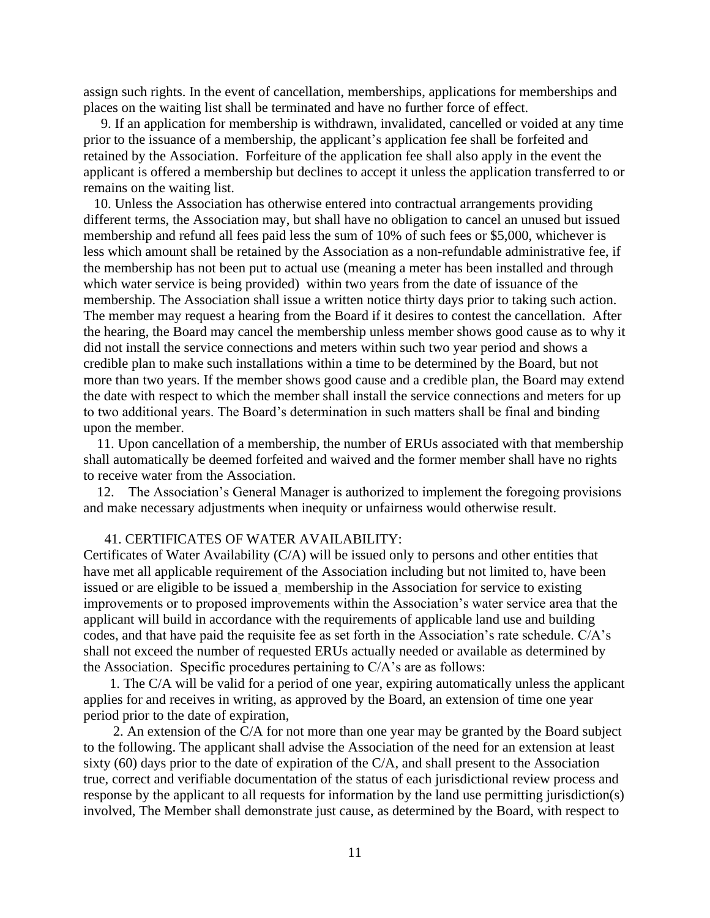assign such rights. In the event of cancellation, memberships, applications for memberships and places on the waiting list shall be terminated and have no further force of effect.

9. If an application for membership is withdrawn, invalidated, cancelled or voided at any time prior to the issuance of a membership, the applicant's application fee shall be forfeited and retained by the Association. Forfeiture of the application fee shall also apply in the event the applicant is offered a membership but declines to accept it unless the application transferred to or remains on the waiting list.

10. Unless the Association has otherwise entered into contractual arrangements providing different terms, the Association may, but shall have no obligation to cancel an unused but issued membership and refund all fees paid less the sum of 10% of such fees or $5,000, whichever is less which amount shall be retained by the Association as a non-refundable administrative fee, if the membership has not been put to actual use (meaning a meter has been installed and through which water service is being provided) within two years from the date of issuance of the membership. The Association shall issue a written notice thirty days prior to taking such action. The member may request a hearing from the Board if it desires to contest the cancellation. After the hearing, the Board may cancel the membership unless member shows good cause as to why it did not install the service connections and meters within such two year period and shows a credible plan to make such installations within a time to be determined by the Board, but not more than two years. If the member shows good cause and a credible plan, the Board may extend the date with respect to which the member shall install the service connections and meters for up to two additional years. The Board's determination in such matters shall be final and binding upon the member.

11. Upon cancellation of a membership, the number of ERUs associated with that membership shall automatically be deemed forfeited and waived and the former member shall have no rights to receive water from the Association.

12. The Association's General Manager is authorized to implement the foregoing provisions and make necessary adjustments when inequity or unfairness would otherwise result.

41. CERTIFICATES OF WATER AVAILABILITY:

Certificates of Water Availability (C/A) will be issued only to persons and other entities that have met all applicable requirement of the Association including but not limited to, have been issued or are eligible to be issued a membership in the Association for service to existing improvements or to proposed improvements within the Association's water service area that the applicant will build in accordance with the requirements of applicable land use and building codes, and that have paid the requisite fee as set forth in the Association's rate schedule. C/A's shall not exceed the number of requested ERUs actually needed or available as determined by the Association. Specific procedures pertaining to C/A's are as follows:

1. The C/A will be valid for a period of one year, expiring automatically unless the applicant applies for and receives in writing, as approved by the Board, an extension of time one year period prior to the date of expiration,

2. An extension of the C/A for not more than one year may be granted by the Board subject to the following. The applicant shall advise the Association of the need for an extension at least sixty (60) days prior to the date of expiration of the C/A, and shall present to the Association true, correct and verifiable documentation of the status of each jurisdictional review process and response by the applicant to all requests for information by the land use permitting jurisdiction(s) involved, The Member shall demonstrate just cause, as determined by the Board, with respect to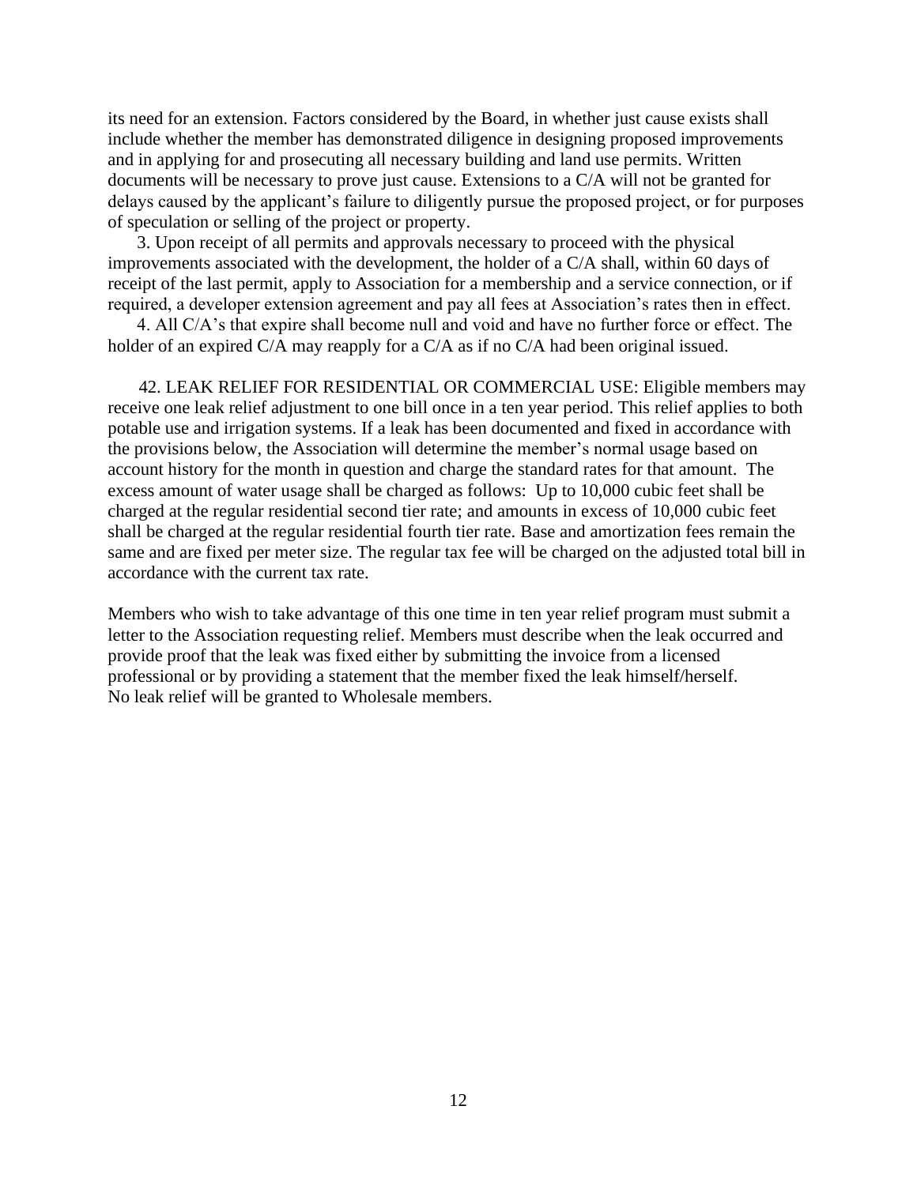its need for an extension. Factors considered by the Board, in whether just cause exists shall include whether the member has demonstrated diligence in designing proposed improvements and in applying for and prosecuting all necessary building and land use permits. Written documents will be necessary to prove just cause. Extensions to a C/A will not be granted for delays caused by the applicant's failure to diligently pursue the proposed project, or for purposes of speculation or selling of the project or property.

3. Upon receipt of all permits and approvals necessary to proceed with the physical improvements associated with the development, the holder of a C/A shall, within 60 days of receipt of the last permit, apply to Association for a membership and a service connection, or if required, a developer extension agreement and pay all fees at Association's rates then in effect.

4. All C/A's that expire shall become null and void and have no further force or effect. The holder of an expired C/A may reapply for a C/A as if no C/A had been original issued.

42. LEAK RELIEF FOR RESIDENTIAL OR COMMERCIAL USE: Eligible members may receive one leak relief adjustment to one bill once in a ten year period. This relief applies to both potable use and irrigation systems. If a leak has been documented and fixed in accordance with the provisions below, the Association will determine the member's normal usage based on account history for the month in question and charge the standard rates for that amount. The excess amount of water usage shall be charged as follows: Up to 10,000 cubic feet shall be charged at the regular residential second tier rate; and amounts in excess of 10,000 cubic feet shall be charged at the regular residential fourth tier rate. Base and amortization fees remain the same and are fixed per meter size. The regular tax fee will be charged on the adjusted total bill in accordance with the current tax rate.

Members who wish to take advantage of this one time in ten year relief program must submit a letter to the Association requesting relief. Members must describe when the leak occurred and provide proof that the leak was fixed either by submitting the invoice from a licensed professional or by providing a statement that the member fixed the leak himself/herself.
No leak relief will be granted to Wholesale members.